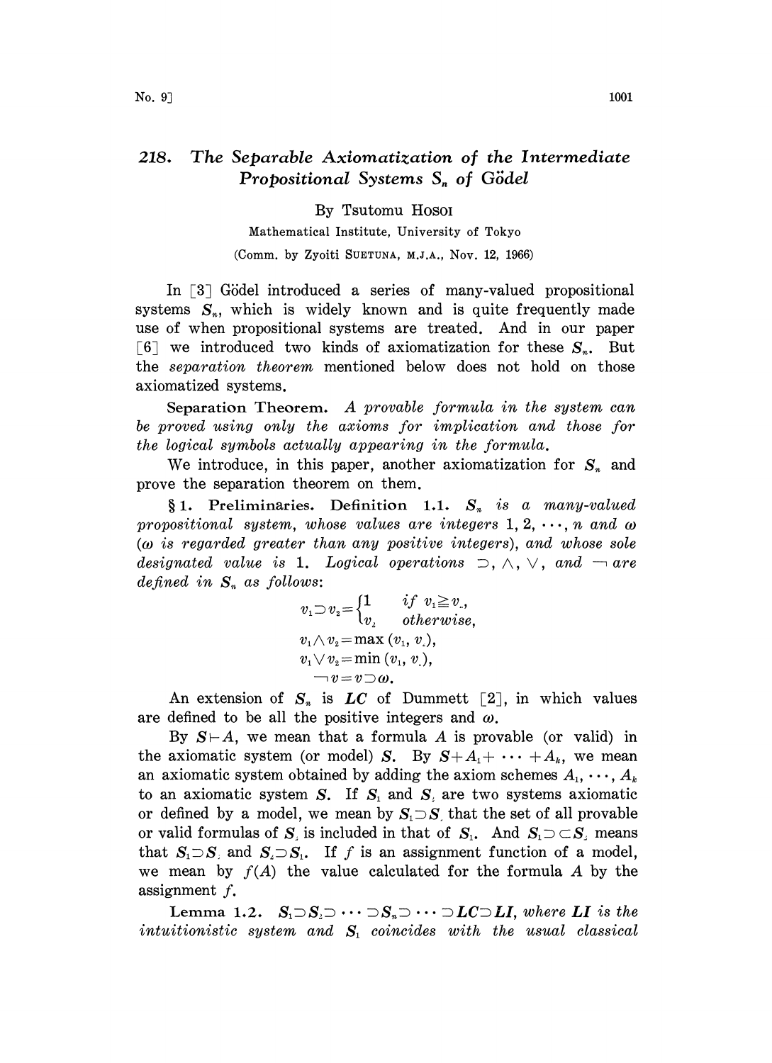# 218. The Separable Axiomatization of the Intermediate Propositional Systems $S_n$ of Gödel

By Tsutomu HOSOI

Mathematical Institute, University of Tokyo

(Comm. by Zyoiti SUETUNA, M.J.A., Nov. 12, 1966)

In [3] Gödel introduced a series of many-valued propositional systems $S_n$, which is widely known and is quite frequently made use of when propositional systems are treated. And in our paper [6] we introduced two kinds of axiomatization for these $S_n$. But the *separation theorem* mentioned below does not hold on those axiomatized systems.

**Separation Theorem.** *A provable formula in the system can be proved using only the axioms for implication and those for the logical symbols actually appearing in the formula.*

We introduce, in this paper, another axiomatization for $S_n$ and prove the separation theorem on them.

**§1. Preliminaries. Definition 1.1.** *$S_n$ is a many-valued propositional system, whose values are integers $1, 2, \cdots, n$ and $\omega$ ($\omega$ is regarded greater than any positive integers), and whose sole designated value is 1. Logical operations $\supset$, $\wedge$, $\vee$, and $\neg$ are defined in $S_n$ as follows:*

$$v_1 \supset v_2 = \begin{cases} 1 & \text{if } v_1 \geqq v_2, \\ v_2 & \text{otherwise,} \end{cases}$$

$$v_1 \wedge v_2 = \max(v_1, v_2),$$

$$v_1 \vee v_2 = \min(v_1, v_2),$$

$$\neg v = v \supset \omega.$$

An extension of $S_n$ is $LC$ of Dummett [2], in which values are defined to be all the positive integers and $\omega$.

By $S \vdash A$, we mean that a formula $A$ is provable (or valid) in the axiomatic system (or model) $S$. By $S + A_1 + \cdots + A_k$, we mean an axiomatic system obtained by adding the axiom schemes $A_1, \cdots, A_k$ to an axiomatic system $S$. If $S_1$ and $S_2$ are two systems axiomatic or defined by a model, we mean by $S_1 \supset S_2$ that the set of all provable or valid formulas of $S_2$ is included in that of $S_1$. And $S_1 \supset \subset S_2$ means that $S_1 \supset S_2$ and $S_2 \supset S_1$. If $f$ is an assignment function of a model, we mean by $f(A)$ the value calculated for the formula $A$ by the assignment $f$.

**Lemma 1.2.** *$S_1 \supset S_2 \supset \cdots \supset S_n \supset \cdots \supset LC \supset LI$, where $LI$ is the intuitionistic system and $S_1$ coincides with the usual classical*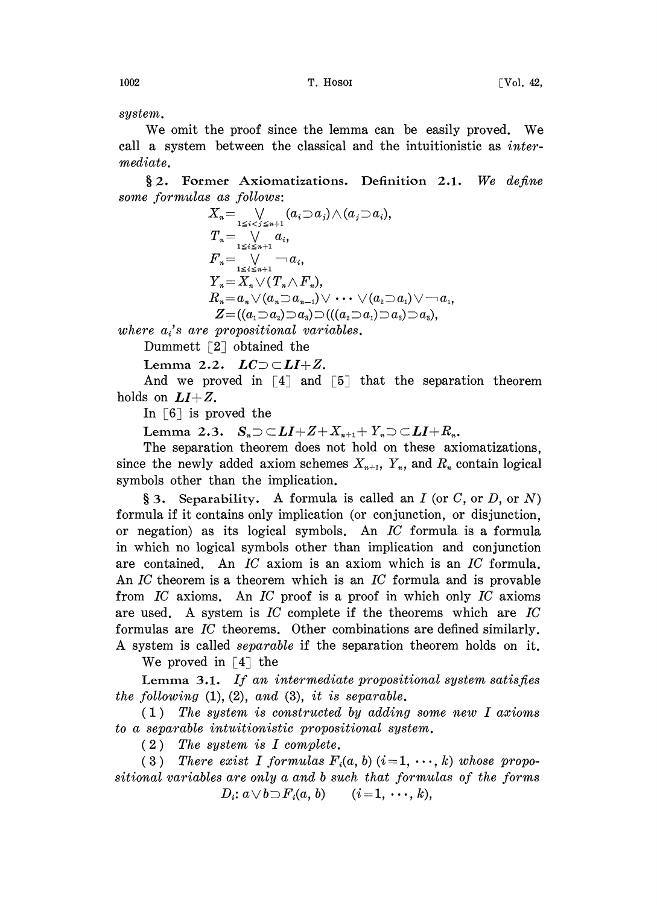system.

We omit the proof since the lemma can be easily proved. We call a system between the classical and the intuitionistic as *intermediate*.

## § 2. Former Axiomatizations.

**Definition 2.1.** *We define some formulas as follows*:

$$X_n = \bigvee_{1 \leq i < j \leq n+1} (a_i \supset a_j) \wedge (a_j \supset a_i),$$

$$T_n = \bigvee_{1 \leq i \leq n+1} a_i,$$

$$F_n = \bigvee_{1 \leq i \leq n+1} \neg a_i,$$

$$Y_n = X_n \vee (T_n \wedge F_n),$$

$$R_n = a_n \vee (a_n \supset a_{n-1}) \vee \cdots \vee (a_2 \supset a_1) \vee \neg a_1,$$

$$Z = ((a_1 \supset a_2) \supset a_3) \supset (((a_2 \supset a_1) \supset a_3) \supset a_3),$$

*where $a_i$'s are propositional variables.*

Dummett [2] obtained the

**Lemma 2.2.** $\boldsymbol{LC} \supset \subset \boldsymbol{LI} + Z$.

And we proved in [4] and [5] that the separation theorem holds on $\boldsymbol{LI} + Z$.

In [6] is proved the

**Lemma 2.3.** $\boldsymbol{S}_n \supset \subset \boldsymbol{LI} + Z + X_{n+1} + Y_n \supset \subset \boldsymbol{LI} + R_n$.

The separation theorem does not hold on these axiomatizations, since the newly added axiom schemes $X_{n+1}$, $Y_n$, and $R_n$ contain logical symbols other than the implication.

## § 3. Separability.

A formula is called an *I* (or *C*, or *D*, or *N*) formula if it contains only implication (or conjunction, or disjunction, or negation) as its logical symbols. An *IC* formula is a formula in which no logical symbols other than implication and conjunction are contained. An *IC* axiom is an axiom which is an *IC* formula. An *IC* theorem is a theorem which is an *IC* formula and is provable from *IC* axioms. An *IC* proof is a proof in which only *IC* axioms are used. A system is *IC* complete if the theorems which are *IC* formulas are *IC* theorems. Other combinations are defined similarly. A system is called *separable* if the separation theorem holds on it.

We proved in [4] the

**Lemma 3.1.** *If an intermediate propositional system satisfies the following* (1), (2), *and* (3), *it is separable.*

(1) *The system is constructed by adding some new I axioms to a separable intuitionistic propositional system.*

(2) *The system is I complete.*

(3) *There exist I formulas $F_i(a, b)$ $(i=1, \cdots, k)$ whose propositional variables are only a and b such that formulas of the forms*

$$D_i\colon a \vee b \supset F_i(a, b) \qquad (i=1, \cdots, k),$$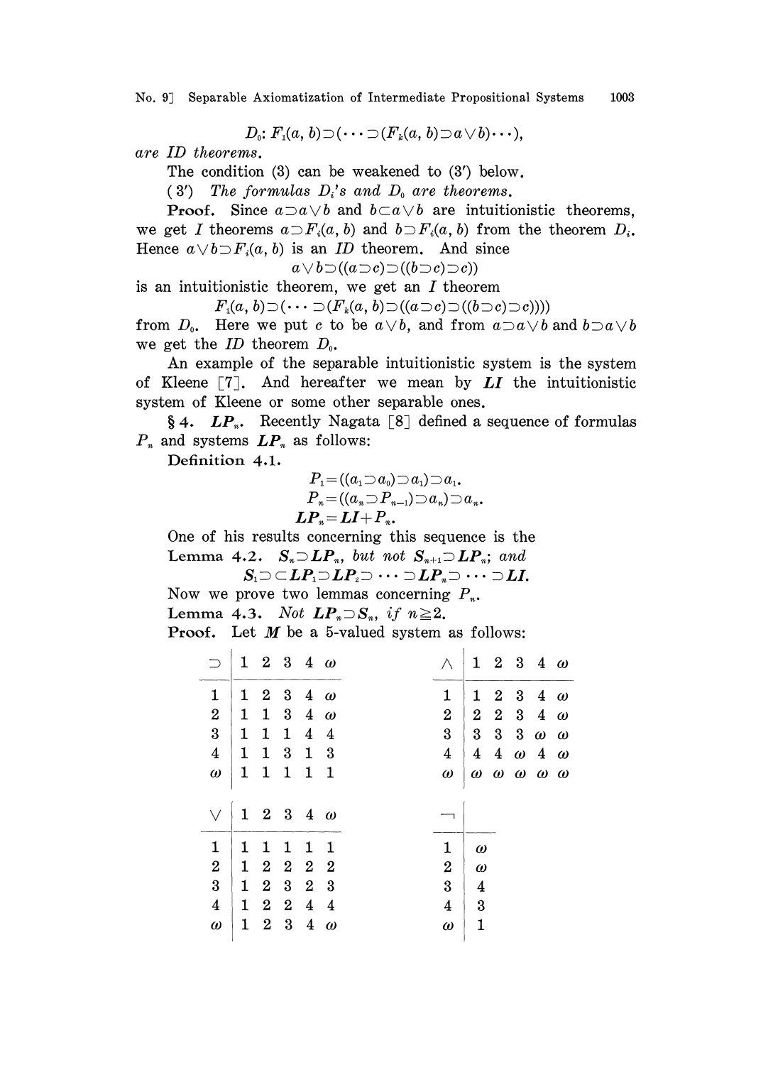$D_0$: $F_1(a, b) \supset (\cdots \supset (F_k(a, b) \supset a \vee b) \cdots)$,

*are ID theorems.*

The condition (3) can be weakened to (3′) below.

(3′) *The formulas $D_i$'s and $D_0$ are theorems.*

**Proof.** Since $a \supset a \vee b$ and $b \subset a \vee b$ are intuitionistic theorems, we get $I$ theorems $a \supset F_i(a, b)$ and $b \supset F_i(a, b)$ from the theorem $D_i$. Hence $a \vee b \supset F_i(a, b)$ is an $ID$ theorem. And since

$$a \vee b \supset ((a \supset c) \supset ((b \supset c) \supset c))$$

is an intuitionistic theorem, we get an $I$ theorem

$$F_1(a, b) \supset (\cdots \supset (F_k(a, b) \supset ((a \supset c) \supset ((b \supset c) \supset c))))$$

from $D_0$. Here we put $c$ to be $a \vee b$, and from $a \supset a \vee b$ and $b \supset a \vee b$ we get the $ID$ theorem $D_0$.

An example of the separable intuitionistic system is the system of Kleene [7]. And hereafter we mean by $\boldsymbol{LI}$ the intuitionistic system of Kleene or some other separable ones.

## §4. $\boldsymbol{LP}_n$.

Recently Nagata [8] defined a sequence of formulas $P_n$ and systems $\boldsymbol{LP}_n$ as follows:

**Definition 4.1.**

$$P_1 = ((a_1 \supset a_0) \supset a_1) \supset a_1.$$

$$P_n = ((a_n \supset P_{n-1}) \supset a_n) \supset a_n.$$

$$\boldsymbol{LP}_n = \boldsymbol{LI} + P_n.$$

One of his results concerning this sequence is the

**Lemma 4.2.** *$\boldsymbol{S}_n \supset \boldsymbol{LP}_n$, but not $\boldsymbol{S}_{n+1} \supset \boldsymbol{LP}_n$; and*

$$\boldsymbol{S}_1 \supset \subset \boldsymbol{LP}_1 \supset \boldsymbol{LP}_2 \supset \cdots \supset \boldsymbol{LP}_n \supset \cdots \supset \boldsymbol{LI}.$$

Now we prove two lemmas concerning $P_n$.

**Lemma 4.3.** *Not $\boldsymbol{LP}_n \supset \boldsymbol{S}_n$, if $n \geqq 2$.*

**Proof.** Let $\boldsymbol{M}$ be a 5-valued system as follows:

| $\supset$ | 1 | 2 | 3 | 4 | $\omega$ |
|---|---|---|---|---|---|
| 1 | 1 | 2 | 3 | 4 | $\omega$ |
| 2 | 1 | 1 | 3 | 4 | $\omega$ |
| 3 | 1 | 1 | 1 | 4 | 4 |
| 4 | 1 | 1 | 3 | 1 | 3 |
| $\omega$ | 1 | 1 | 1 | 1 | 1 |

| $\wedge$ | 1 | 2 | 3 | 4 | $\omega$ |
|---|---|---|---|---|---|
| 1 | 1 | 2 | 3 | 4 | $\omega$ |
| 2 | 2 | 2 | 3 | 4 | $\omega$ |
| 3 | 3 | 3 | 3 | $\omega$ | $\omega$ |
| 4 | 4 | 4 | $\omega$ | 4 | $\omega$ |
| $\omega$ | $\omega$ | $\omega$ | $\omega$ | $\omega$ | $\omega$ |

| $\vee$ | 1 | 2 | 3 | 4 | $\omega$ |
|---|---|---|---|---|---|
| 1 | 1 | 1 | 1 | 1 | 1 |
| 2 | 1 | 2 | 2 | 2 | 2 |
| 3 | 1 | 2 | 3 | 2 | 3 |
| 4 | 1 | 2 | 2 | 4 | 4 |
| $\omega$ | 1 | 2 | 3 | 4 | $\omega$ |

| $\neg$ | |
|---|---|
| 1 | $\omega$ |
| 2 | $\omega$ |
| 3 | 4 |
| 4 | 3 |
| $\omega$ | 1 |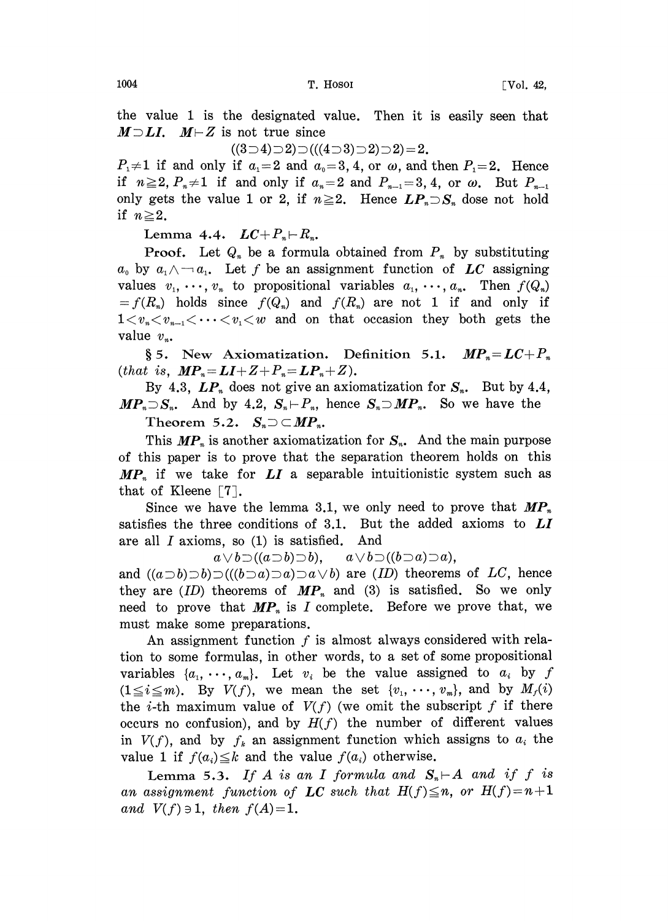the value 1 is the designated value. Then it is easily seen that $\boldsymbol{M}\supset\boldsymbol{LI}$. $\boldsymbol{M}\vdash Z$ is not true since

$$((3\supset 4)\supset 2)\supset(((4\supset 3)\supset 2)\supset 2)=2.$$

$P_1\neq 1$ if and only if $a_1=2$ and $a_0=3,4$, or $\omega$, and then $P_1=2$. Hence if $n\geqq 2$, $P_n\neq 1$ if and only if $a_n=2$ and $P_{n-1}=3,4$, or $\omega$. But $P_{n-1}$ only gets the value 1 or 2, if $n\geqq 2$. Hence $\boldsymbol{LP}_n\supset\boldsymbol{S}_n$ dose not hold if $n\geqq 2$.

**Lemma 4.4.** $\boldsymbol{LC}+P_n\vdash R_n$.

**Proof.** Let $Q_n$ be a formula obtained from $P_n$ by substituting $a_0$ by $a_1\wedge\neg a_1$. Let $f$ be an assignment function of $\boldsymbol{LC}$ assigning values $v_1,\cdots,v_n$ to propositional variables $a_1,\cdots,a_n$. Then $f(Q_n)=f(R_n)$ holds since $f(Q_n)$ and $f(R_n)$ are not 1 if and only if $1<v_n<v_{n-1}<\cdots<v_1<w$ and on that occasion they both gets the value $v_n$.

## § 5. New Axiomatization.

**Definition 5.1.** $\boldsymbol{MP}_n=\boldsymbol{LC}+P_n$ (*that is*, $\boldsymbol{MP}_n=\boldsymbol{LI}+Z+P_n=\boldsymbol{LP}_n+Z$).

By 4.3, $\boldsymbol{LP}_n$ does not give an axiomatization for $\boldsymbol{S}_n$. But by 4.4, $\boldsymbol{MP}_n\supset\boldsymbol{S}_n$. And by 4.2, $\boldsymbol{S}_n\vdash P_n$, hence $\boldsymbol{S}_n\supset\boldsymbol{MP}_n$. So we have the

**Theorem 5.2.** $\boldsymbol{S}_n\supset\subset\boldsymbol{MP}_n$.

This $\boldsymbol{MP}_n$ is another axiomatization for $\boldsymbol{S}_n$. And the main purpose of this paper is to prove that the separation theorem holds on this $\boldsymbol{MP}_n$ if we take for $\boldsymbol{LI}$ a separable intuitionistic system such as that of Kleene [7].

Since we have the lemma 3.1, we only need to prove that $\boldsymbol{MP}_n$ satisfies the three conditions of 3.1. But the added axioms to $\boldsymbol{LI}$ are all $I$ axioms, so (1) is satisfied. And

$$a\vee b\supset((a\supset b)\supset b),\qquad a\vee b\supset((b\supset a)\supset a),$$

and $((a\supset b)\supset b)\supset(((b\supset a)\supset a)\supset a\vee b)$ are $(ID)$ theorems of $LC$, hence they are $(ID)$ theorems of $\boldsymbol{MP}_n$ and (3) is satisfied. So we only need to prove that $\boldsymbol{MP}_n$ is $I$ complete. Before we prove that, we must make some preparations.

An assignment function $f$ is almost always considered with relation to some formulas, in other words, to a set of some propositional variables $\{a_1,\cdots,a_m\}$. Let $v_i$ be the value assigned to $a_i$ by $f$ $(1\leqq i\leqq m)$. By $V(f)$, we mean the set $\{v_1,\cdots,v_m\}$, and by $M_f(i)$ the $i$-th maximum value of $V(f)$ (we omit the subscript $f$ if there occurs no confusion), and by $H(f)$ the number of different values in $V(f)$, and by $f_k$ an assignment function which assigns to $a_i$ the value 1 if $f(a_i)\leqq k$ and the value $f(a_i)$ otherwise.

**Lemma 5.3.** *If $A$ is an $I$ formula and $\boldsymbol{S}_n\vdash A$ and if $f$ is an assignment function of $\boldsymbol{LC}$ such that $H(f)\leqq n$, or $H(f)=n+1$ and $V(f)\ni 1$, then $f(A)=1$.*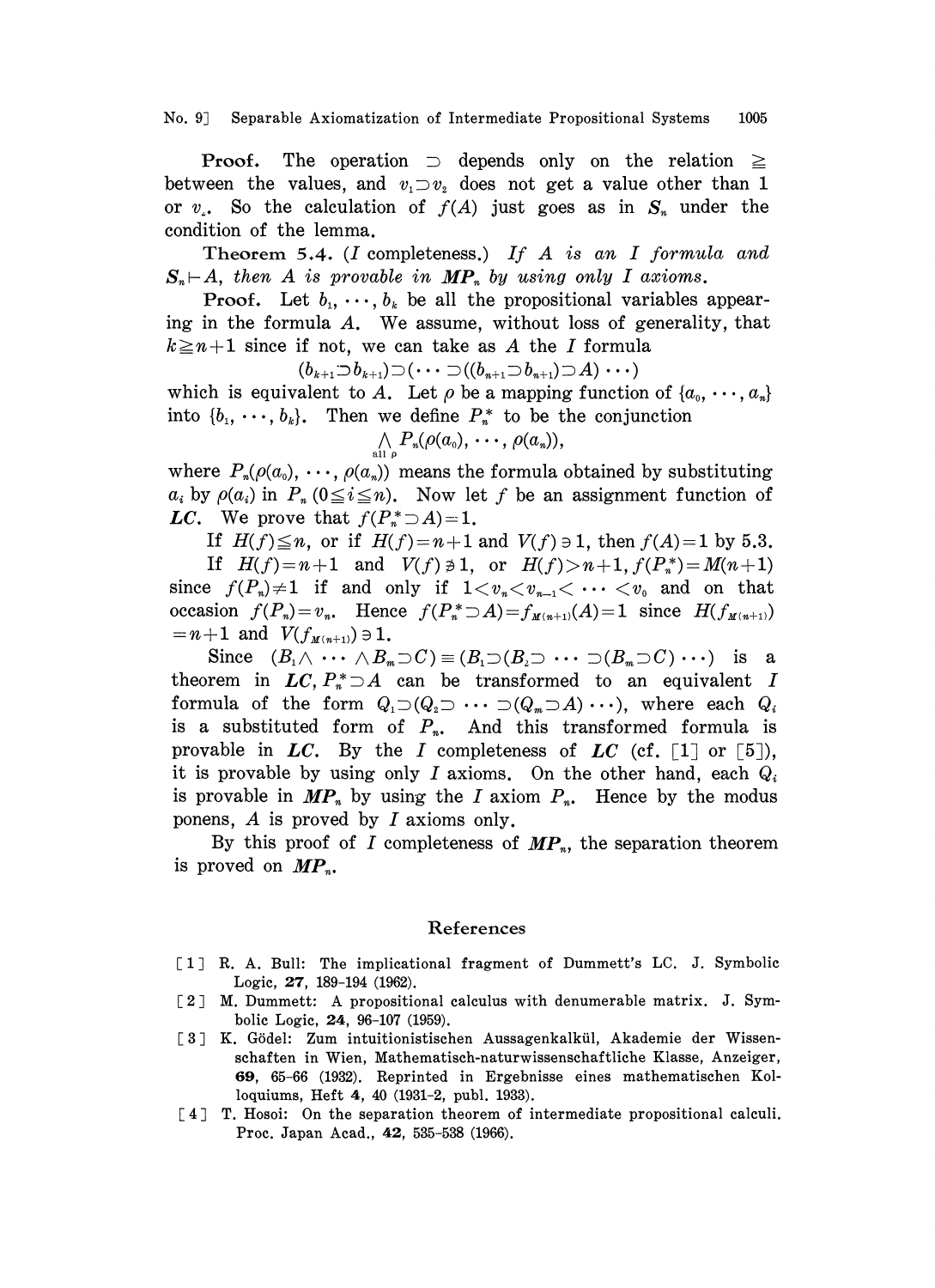**Proof.** The operation $\supset$ depends only on the relation $\geqq$ between the values, and $v_1 \supset v_2$ does not get a value other than 1 or $v_2$. So the calculation of $f(A)$ just goes as in $\boldsymbol{S}_n$ under the condition of the lemma.

**Theorem 5.4.** (*I* completeness.) *If $A$ is an $I$ formula and $\boldsymbol{S}_n \vdash A$, then $A$ is provable in $\boldsymbol{MP}_n$ by using only $I$ axioms.*

**Proof.** Let $b_1, \cdots, b_k$ be all the propositional variables appearing in the formula $A$. We assume, without loss of generality, that $k \geqq n+1$ since if not, we can take as $A$ the $I$ formula

$$(b_{k+1} \supset b_{k+1}) \supset (\cdots \supset ((b_{n+1} \supset b_{n+1}) \supset A) \cdots)$$

which is equivalent to $A$. Let $\rho$ be a mapping function of $\{a_0, \cdots, a_n\}$ into $\{b_1, \cdots, b_k\}$. Then we define $P_n^*$ to be the conjunction

$$\bigwedge_{\text{all } \rho} P_n(\rho(a_0), \cdots, \rho(a_n)),$$

where $P_n(\rho(a_0), \cdots, \rho(a_n))$ means the formula obtained by substituting $a_i$ by $\rho(a_i)$ in $P_n$ $(0 \leqq i \leqq n)$. Now let $f$ be an assignment function of $\boldsymbol{LC}$. We prove that $f(P_n^* \supset A) = 1$.

If $H(f) \leqq n$, or if $H(f) = n+1$ and $V(f) \ni 1$, then $f(A) = 1$ by 5.3.

If $H(f) = n+1$ and $V(f) \not\ni 1$, or $H(f) > n+1$, $f(P_n^*) = M(n+1)$ since $f(P_n) \neq 1$ if and only if $1 < v_n < v_{n-1} < \cdots < v_0$ and on that occasion $f(P_n) = v_n$. Hence $f(P_n^* \supset A) = f_{M(n+1)}(A) = 1$ since $H(f_{M(n+1)}) = n+1$ and $V(f_{M(n+1)}) \ni 1$.

Since $(B_1 \wedge \cdots \wedge B_m \supset C) \equiv (B_1 \supset (B_2 \supset \cdots \supset (B_m \supset C) \cdots)$ is a theorem in $\boldsymbol{LC}$, $P_n^* \supset A$ can be transformed to an equivalent $I$ formula of the form $Q_1 \supset (Q_2 \supset \cdots \supset (Q_m \supset A) \cdots)$, where each $Q_i$ is a substituted form of $P_n$. And this transformed formula is provable in $\boldsymbol{LC}$. By the $I$ completeness of $\boldsymbol{LC}$ (cf. [1] or [5]), it is provable by using only $I$ axioms. On the other hand, each $Q_i$ is provable in $\boldsymbol{MP}_n$ by using the $I$ axiom $P_n$. Hence by the modus ponens, $A$ is proved by $I$ axioms only.

By this proof of $I$ completeness of $\boldsymbol{MP}_n$, the separation theorem is proved on $\boldsymbol{MP}_n$.

## References

[1] R. A. Bull: The implicational fragment of Dummett's LC. J. Symbolic Logic, **27**, 189-194 (1962).

[2] M. Dummett: A propositional calculus with denumerable matrix. J. Symbolic Logic, **24**, 96-107 (1959).

[3] K. Gödel: Zum intuitionistischen Aussagenkalkül, Akademie der Wissenschaften in Wien, Mathematisch-naturwissenschaftliche Klasse, Anzeiger, **69**, 65-66 (1932). Reprinted in Ergebnisse eines mathematischen Kolloquiums, Heft **4**, 40 (1931-2, publ. 1933).

[4] T. Hosoi: On the separation theorem of intermediate propositional calculi. Proc. Japan Acad., **42**, 535-538 (1966).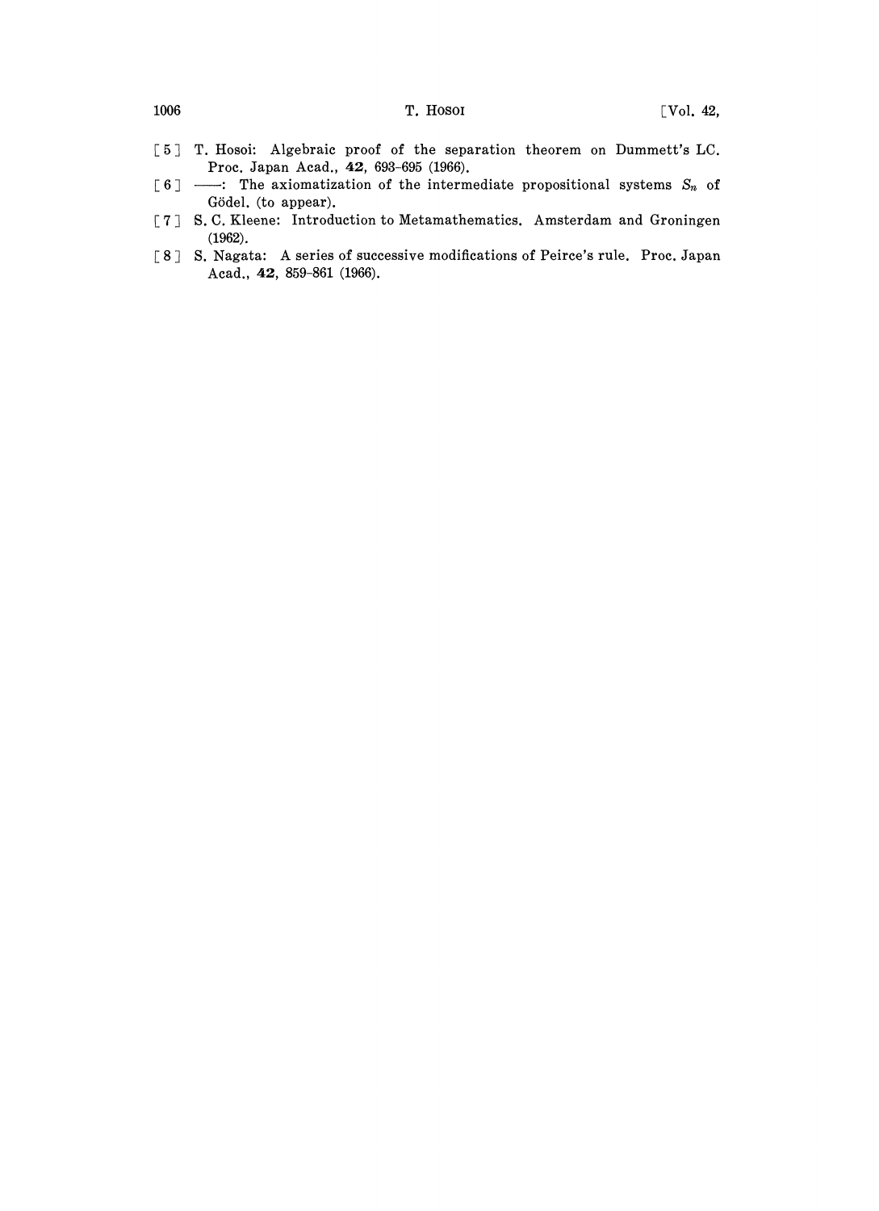[5] T. Hosoi: Algebraic proof of the separation theorem on Dummett's LC. Proc. Japan Acad., **42**, 693–695 (1966).

[6] ——: The axiomatization of the intermediate propositional systems $S_n$ of Gödel. (to appear).

[7] S. C. Kleene: Introduction to Metamathematics. Amsterdam and Groningen (1962).

[8] S. Nagata: A series of successive modifications of Peirce's rule. Proc. Japan Acad., **42**, 859–861 (1966).